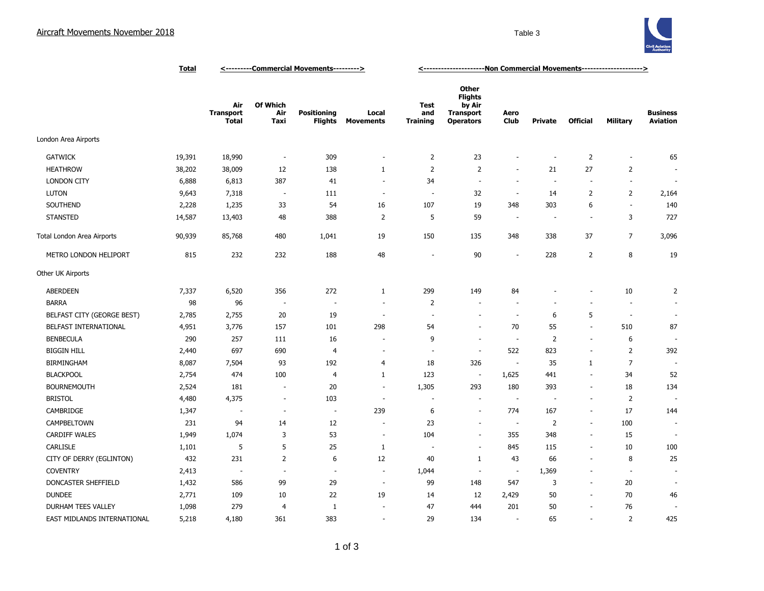# Aircraft Movements November 2018

Table 3

| | Total | <---------Commercial Movements---------> | | | | <--------------------Non Commercial Movements--------------------> | | | | | | |
|---|---|---|---|---|---|---|---|---|---|---|---|---|
| | | Air Transport Total | Of Which Air Taxi | Positioning Flights | Local Movements | Test and Training | Other Flights by Air Transport Operators | Aero Club | Private | Official | Military | Business Aviation |
| London Area Airports | | | | | | | | | | | | |
| GATWICK | 19,391 | 18,990 | - | 309 | - | 2 | 23 | - | - | 2 | - | 65 |
| HEATHROW | 38,202 | 38,009 | 12 | 138 | 1 | 2 | 2 | - | 21 | 27 | 2 | - |
| LONDON CITY | 6,888 | 6,813 | 387 | 41 | - | 34 | - | - | - | - | - | - |
| LUTON | 9,643 | 7,318 | - | 111 | - | - | 32 | - | 14 | 2 | 2 | 2,164 |
| SOUTHEND | 2,228 | 1,235 | 33 | 54 | 16 | 107 | 19 | 348 | 303 | 6 | - | 140 |
| STANSTED | 14,587 | 13,403 | 48 | 388 | 2 | 5 | 59 | - | - | - | 3 | 727 |
| Total London Area Airports | 90,939 | 85,768 | 480 | 1,041 | 19 | 150 | 135 | 348 | 338 | 37 | 7 | 3,096 |
| METRO LONDON HELIPORT | 815 | 232 | 232 | 188 | 48 | - | 90 | - | 228 | 2 | 8 | 19 |
| Other UK Airports | | | | | | | | | | | | |
| ABERDEEN | 7,337 | 6,520 | 356 | 272 | 1 | 299 | 149 | 84 | - | - | 10 | 2 |
| BARRA | 98 | 96 | - | - | - | 2 | - | - | - | - | - | - |
| BELFAST CITY (GEORGE BEST) | 2,785 | 2,755 | 20 | 19 | - | - | - | - | 6 | 5 | - | - |
| BELFAST INTERNATIONAL | 4,951 | 3,776 | 157 | 101 | 298 | 54 | - | 70 | 55 | - | 510 | 87 |
| BENBECULA | 290 | 257 | 111 | 16 | - | 9 | - | - | 2 | - | 6 | - |
| BIGGIN HILL | 2,440 | 697 | 690 | 4 | - | - | - | 522 | 823 | - | 2 | 392 |
| BIRMINGHAM | 8,087 | 7,504 | 93 | 192 | 4 | 18 | 326 | - | 35 | 1 | 7 | - |
| BLACKPOOL | 2,754 | 474 | 100 | 4 | 1 | 123 | - | 1,625 | 441 | - | 34 | 52 |
| BOURNEMOUTH | 2,524 | 181 | - | 20 | - | 1,305 | 293 | 180 | 393 | - | 18 | 134 |
| BRISTOL | 4,480 | 4,375 | - | 103 | - | - | - | - | - | - | 2 | - |
| CAMBRIDGE | 1,347 | - | - | - | 239 | 6 | - | 774 | 167 | - | 17 | 144 |
| CAMPBELTOWN | 231 | 94 | 14 | 12 | - | 23 | - | - | 2 | - | 100 | - |
| CARDIFF WALES | 1,949 | 1,074 | 3 | 53 | - | 104 | - | 355 | 348 | - | 15 | - |
| CARLISLE | 1,101 | 5 | 5 | 25 | 1 | - | - | 845 | 115 | - | 10 | 100 |
| CITY OF DERRY (EGLINTON) | 432 | 231 | 2 | 6 | 12 | 40 | 1 | 43 | 66 | - | 8 | 25 |
| COVENTRY | 2,413 | - | - | - | - | 1,044 | - | - | 1,369 | - | - | - |
| DONCASTER SHEFFIELD | 1,432 | 586 | 99 | 29 | - | 99 | 148 | 547 | 3 | - | 20 | - |
| DUNDEE | 2,771 | 109 | 10 | 22 | 19 | 14 | 12 | 2,429 | 50 | - | 70 | 46 |
| DURHAM TEES VALLEY | 1,098 | 279 | 4 | 1 | - | 47 | 444 | 201 | 50 | - | 76 | - |
| EAST MIDLANDS INTERNATIONAL | 5,218 | 4,180 | 361 | 383 | - | 29 | 134 | - | 65 | - | 2 | 425 |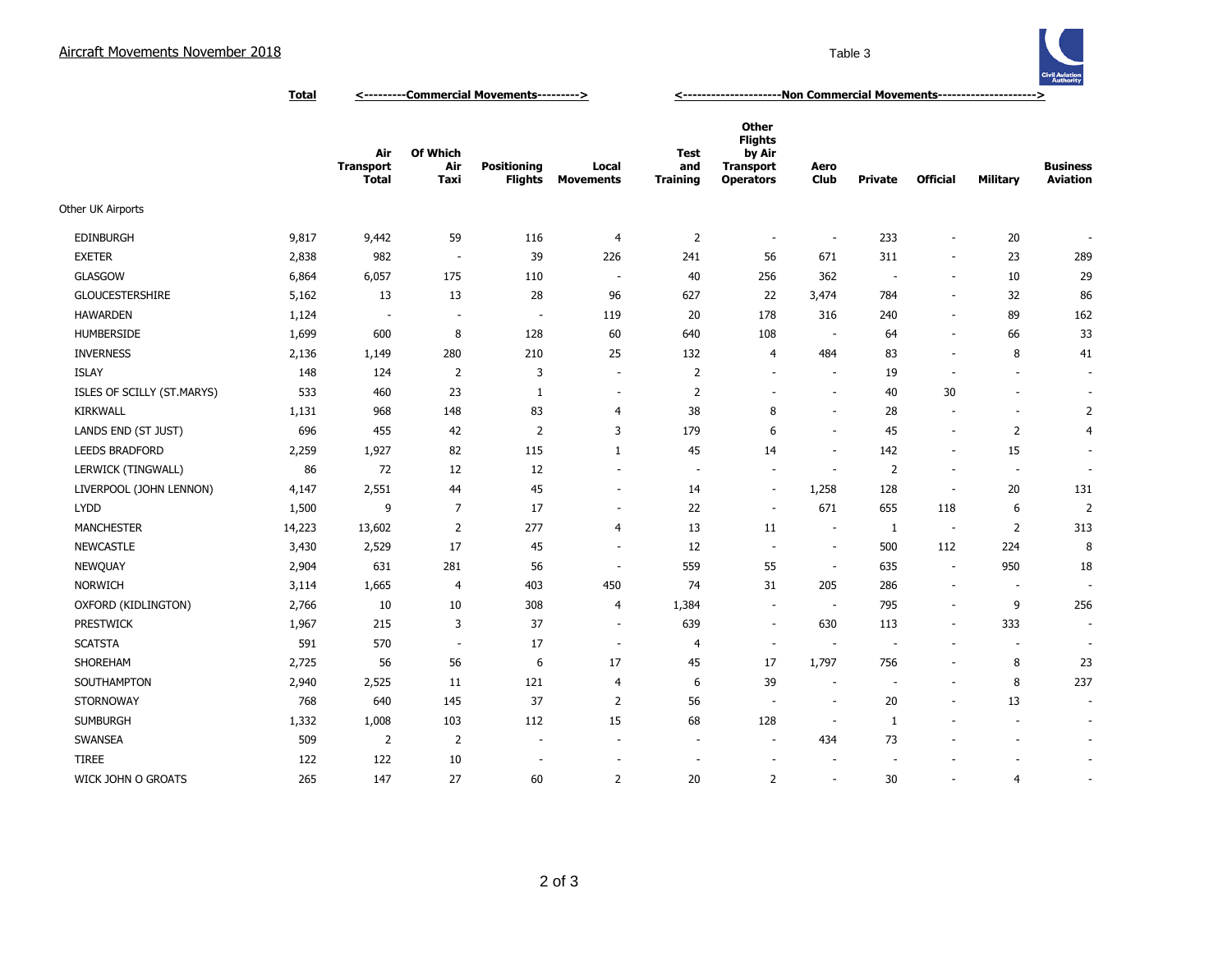# Aircraft Movements November 2018

Table 3

| | Total | <---------Commercial Movements---------> | | | | <---------------------Non Commercial Movements---------------------> | | | | | | |
|---|---|---|---|---|---|---|---|---|---|---|---|---|
| | | Air Transport Total | Of Which Air Taxi | Positioning Flights | Local Movements | Test and Training | Other Flights by Air Transport Operators | Aero Club | Private | Official | Military | Business Aviation |
| Other UK Airports | | | | | | | | | | | | |
| EDINBURGH | 9,817 | 9,442 | 59 | 116 | 4 | 2 | - | - | 233 | - | 20 | - |
| EXETER | 2,838 | 982 | - | 39 | 226 | 241 | 56 | 671 | 311 | - | 23 | 289 |
| GLASGOW | 6,864 | 6,057 | 175 | 110 | - | 40 | 256 | 362 | - | - | 10 | 29 |
| GLOUCESTERSHIRE | 5,162 | 13 | 13 | 28 | 96 | 627 | 22 | 3,474 | 784 | - | 32 | 86 |
| HAWARDEN | 1,124 | - | - | - | 119 | 20 | 178 | 316 | 240 | - | 89 | 162 |
| HUMBERSIDE | 1,699 | 600 | 8 | 128 | 60 | 640 | 108 | - | 64 | - | 66 | 33 |
| INVERNESS | 2,136 | 1,149 | 280 | 210 | 25 | 132 | 4 | 484 | 83 | - | 8 | 41 |
| ISLAY | 148 | 124 | 2 | 3 | - | 2 | - | - | 19 | - | - | - |
| ISLES OF SCILLY (ST.MARYS) | 533 | 460 | 23 | 1 | - | 2 | - | - | 40 | 30 | - | - |
| KIRKWALL | 1,131 | 968 | 148 | 83 | 4 | 38 | 8 | - | 28 | - | - | 2 |
| LANDS END (ST JUST) | 696 | 455 | 42 | 2 | 3 | 179 | 6 | - | 45 | - | 2 | 4 |
| LEEDS BRADFORD | 2,259 | 1,927 | 82 | 115 | 1 | 45 | 14 | - | 142 | - | 15 | - |
| LERWICK (TINGWALL) | 86 | 72 | 12 | 12 | - | - | - | - | 2 | - | - | - |
| LIVERPOOL (JOHN LENNON) | 4,147 | 2,551 | 44 | 45 | - | 14 | - | 1,258 | 128 | - | 20 | 131 |
| LYDD | 1,500 | 9 | 7 | 17 | - | 22 | - | 671 | 655 | 118 | 6 | 2 |
| MANCHESTER | 14,223 | 13,602 | 2 | 277 | 4 | 13 | 11 | - | 1 | - | 2 | 313 |
| NEWCASTLE | 3,430 | 2,529 | 17 | 45 | - | 12 | - | - | 500 | 112 | 224 | 8 |
| NEWQUAY | 2,904 | 631 | 281 | 56 | - | 559 | 55 | - | 635 | - | 950 | 18 |
| NORWICH | 3,114 | 1,665 | 4 | 403 | 450 | 74 | 31 | 205 | 286 | - | - | - |
| OXFORD (KIDLINGTON) | 2,766 | 10 | 10 | 308 | 4 | 1,384 | - | - | 795 | - | 9 | 256 |
| PRESTWICK | 1,967 | 215 | 3 | 37 | - | 639 | - | 630 | 113 | - | 333 | - |
| SCATSTA | 591 | 570 | - | 17 | - | 4 | - | - | - | - | - | - |
| SHOREHAM | 2,725 | 56 | 56 | 6 | 17 | 45 | 17 | 1,797 | 756 | - | 8 | 23 |
| SOUTHAMPTON | 2,940 | 2,525 | 11 | 121 | 4 | 6 | 39 | - | - | - | 8 | 237 |
| STORNOWAY | 768 | 640 | 145 | 37 | 2 | 56 | - | - | 20 | - | 13 | - |
| SUMBURGH | 1,332 | 1,008 | 103 | 112 | 15 | 68 | 128 | - | 1 | - | - | - |
| SWANSEA | 509 | 2 | 2 | - | - | - | - | 434 | 73 | - | - | - |
| TIREE | 122 | 122 | 10 | - | - | - | - | - | - | - | - | - |
| WICK JOHN O GROATS | 265 | 147 | 27 | 60 | 2 | 20 | 2 | - | 30 | - | 4 | - |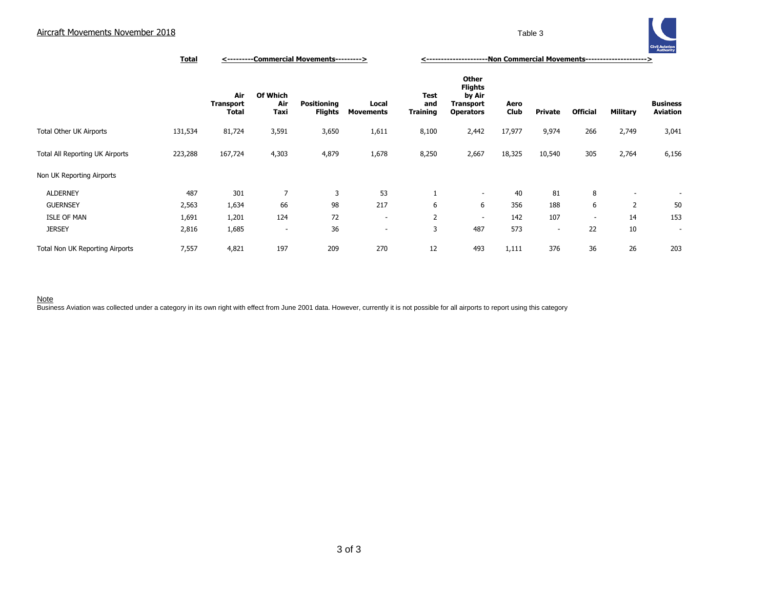Aircraft Movements November 2018

Table 3

| | Total | Commercial Movements | | | | Non Commercial Movements | | | | | | |
|---|---|---|---|---|---|---|---|---|---|---|---|---|
| | | Air Transport Total | Of Which Air Taxi | Positioning Flights | Local Movements | Test and Training | Other Flights by Air Transport Operators | Aero Club | Private | Official | Military | Business Aviation |
| Total Other UK Airports | 131,534 | 81,724 | 3,591 | 3,650 | 1,611 | 8,100 | 2,442 | 17,977 | 9,974 | 266 | 2,749 | 3,041 |
| Total All Reporting UK Airports | 223,288 | 167,724 | 4,303 | 4,879 | 1,678 | 8,250 | 2,667 | 18,325 | 10,540 | 305 | 2,764 | 6,156 |
| Non UK Reporting Airports | | | | | | | | | | | | |
| ALDERNEY | 487 | 301 | 7 | 3 | 53 | 1 | - | 40 | 81 | 8 | - | - |
| GUERNSEY | 2,563 | 1,634 | 66 | 98 | 217 | 6 | 6 | 356 | 188 | 6 | 2 | 50 |
| ISLE OF MAN | 1,691 | 1,201 | 124 | 72 | - | 2 | - | 142 | 107 | - | 14 | 153 |
| JERSEY | 2,816 | 1,685 | - | 36 | - | 3 | 487 | 573 | - | 22 | 10 | - |
| Total Non UK Reporting Airports | 7,557 | 4,821 | 197 | 209 | 270 | 12 | 493 | 1,111 | 376 | 36 | 26 | 203 |

Note

Business Aviation was collected under a category in its own right with effect from June 2001 data. However, currently it is not possible for all airports to report using this category